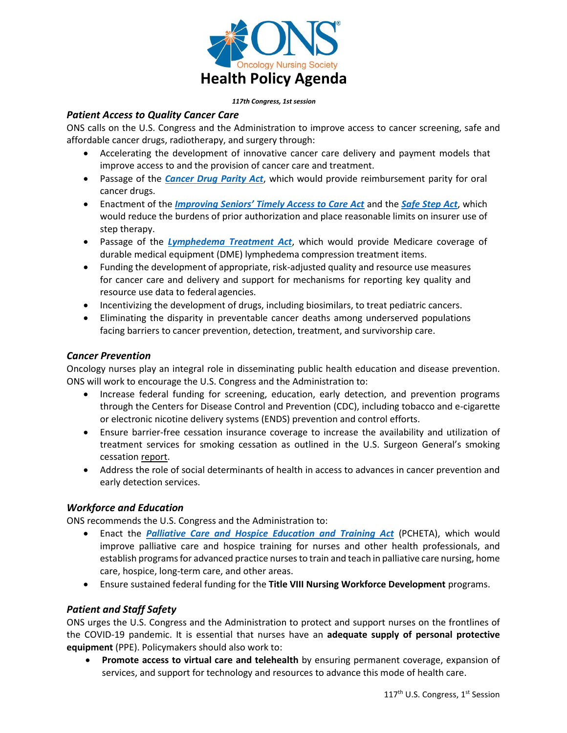Oncology Nursing Society

# Health Policy Agenda

*117th Congress, 1st session*

## *Patient Access to Quality Cancer Care*

ONS calls on the U.S. Congress and the Administration to improve access to cancer screening, safe and affordable cancer drugs, radiotherapy, and surgery through:

- Accelerating the development of innovative cancer care delivery and payment models that improve access to and the provision of cancer care and treatment.
- Passage of the ***Cancer Drug Parity Act***, which would provide reimbursement parity for oral cancer drugs.
- Enactment of the ***Improving Seniors' Timely Access to Care Act*** and the ***Safe Step Act***, which would reduce the burdens of prior authorization and place reasonable limits on insurer use of step therapy.
- Passage of the ***Lymphedema Treatment Act***, which would provide Medicare coverage of durable medical equipment (DME) lymphedema compression treatment items.
- Funding the development of appropriate, risk-adjusted quality and resource use measures for cancer care and delivery and support for mechanisms for reporting key quality and resource use data to federal agencies.
- Incentivizing the development of drugs, including biosimilars, to treat pediatric cancers.
- Eliminating the disparity in preventable cancer deaths among underserved populations facing barriers to cancer prevention, detection, treatment, and survivorship care.

## *Cancer Prevention*

Oncology nurses play an integral role in disseminating public health education and disease prevention. ONS will work to encourage the U.S. Congress and the Administration to:

- Increase federal funding for screening, education, early detection, and prevention programs through the Centers for Disease Control and Prevention (CDC), including tobacco and e-cigarette or electronic nicotine delivery systems (ENDS) prevention and control efforts.
- Ensure barrier-free cessation insurance coverage to increase the availability and utilization of treatment services for smoking cessation as outlined in the U.S. Surgeon General's smoking cessation report.
- Address the role of social determinants of health in access to advances in cancer prevention and early detection services.

## *Workforce and Education*

ONS recommends the U.S. Congress and the Administration to:

- Enact the ***Palliative Care and Hospice Education and Training Act*** (PCHETA), which would improve palliative care and hospice training for nurses and other health professionals, and establish programs for advanced practice nurses to train and teach in palliative care nursing, home care, hospice, long-term care, and other areas.
- Ensure sustained federal funding for the **Title VIII Nursing Workforce Development** programs.

## *Patient and Staff Safety*

ONS urges the U.S. Congress and the Administration to protect and support nurses on the frontlines of the COVID-19 pandemic. It is essential that nurses have an **adequate supply of personal protective equipment** (PPE). Policymakers should also work to:

- **Promote access to virtual care and telehealth** by ensuring permanent coverage, expansion of services, and support for technology and resources to advance this mode of health care.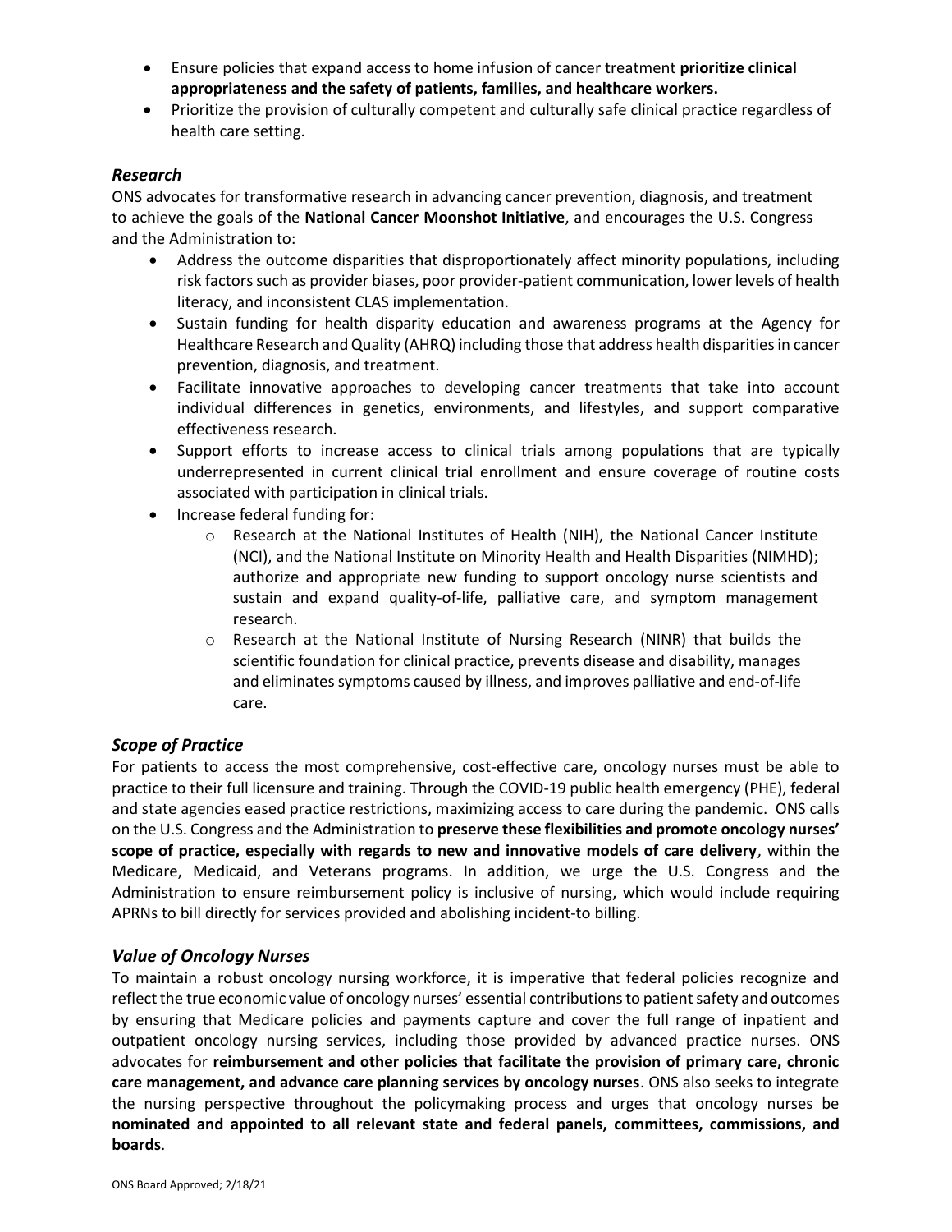- Ensure policies that expand access to home infusion of cancer treatment **prioritize clinical appropriateness and the safety of patients, families, and healthcare workers.**
- Prioritize the provision of culturally competent and culturally safe clinical practice regardless of health care setting.

### *Research*

ONS advocates for transformative research in advancing cancer prevention, diagnosis, and treatment to achieve the goals of the **National Cancer Moonshot Initiative**, and encourages the U.S. Congress and the Administration to:

- Address the outcome disparities that disproportionately affect minority populations, including risk factors such as provider biases, poor provider-patient communication, lower levels of health literacy, and inconsistent CLAS implementation.
- Sustain funding for health disparity education and awareness programs at the Agency for Healthcare Research and Quality (AHRQ) including those that address health disparities in cancer prevention, diagnosis, and treatment.
- Facilitate innovative approaches to developing cancer treatments that take into account individual differences in genetics, environments, and lifestyles, and support comparative effectiveness research.
- Support efforts to increase access to clinical trials among populations that are typically underrepresented in current clinical trial enrollment and ensure coverage of routine costs associated with participation in clinical trials.
- Increase federal funding for:
  - Research at the National Institutes of Health (NIH), the National Cancer Institute (NCI), and the National Institute on Minority Health and Health Disparities (NIMHD); authorize and appropriate new funding to support oncology nurse scientists and sustain and expand quality-of-life, palliative care, and symptom management research.
  - Research at the National Institute of Nursing Research (NINR) that builds the scientific foundation for clinical practice, prevents disease and disability, manages and eliminates symptoms caused by illness, and improves palliative and end-of-life care.

### *Scope of Practice*

For patients to access the most comprehensive, cost-effective care, oncology nurses must be able to practice to their full licensure and training. Through the COVID-19 public health emergency (PHE), federal and state agencies eased practice restrictions, maximizing access to care during the pandemic. ONS calls on the U.S. Congress and the Administration to **preserve these flexibilities and promote oncology nurses' scope of practice, especially with regards to new and innovative models of care delivery**, within the Medicare, Medicaid, and Veterans programs. In addition, we urge the U.S. Congress and the Administration to ensure reimbursement policy is inclusive of nursing, which would include requiring APRNs to bill directly for services provided and abolishing incident-to billing.

### *Value of Oncology Nurses*

To maintain a robust oncology nursing workforce, it is imperative that federal policies recognize and reflect the true economic value of oncology nurses' essential contributions to patient safety and outcomes by ensuring that Medicare policies and payments capture and cover the full range of inpatient and outpatient oncology nursing services, including those provided by advanced practice nurses. ONS advocates for **reimbursement and other policies that facilitate the provision of primary care, chronic care management, and advance care planning services by oncology nurses**. ONS also seeks to integrate the nursing perspective throughout the policymaking process and urges that oncology nurses be **nominated and appointed to all relevant state and federal panels, committees, commissions, and boards**.

ONS Board Approved; 2/18/21